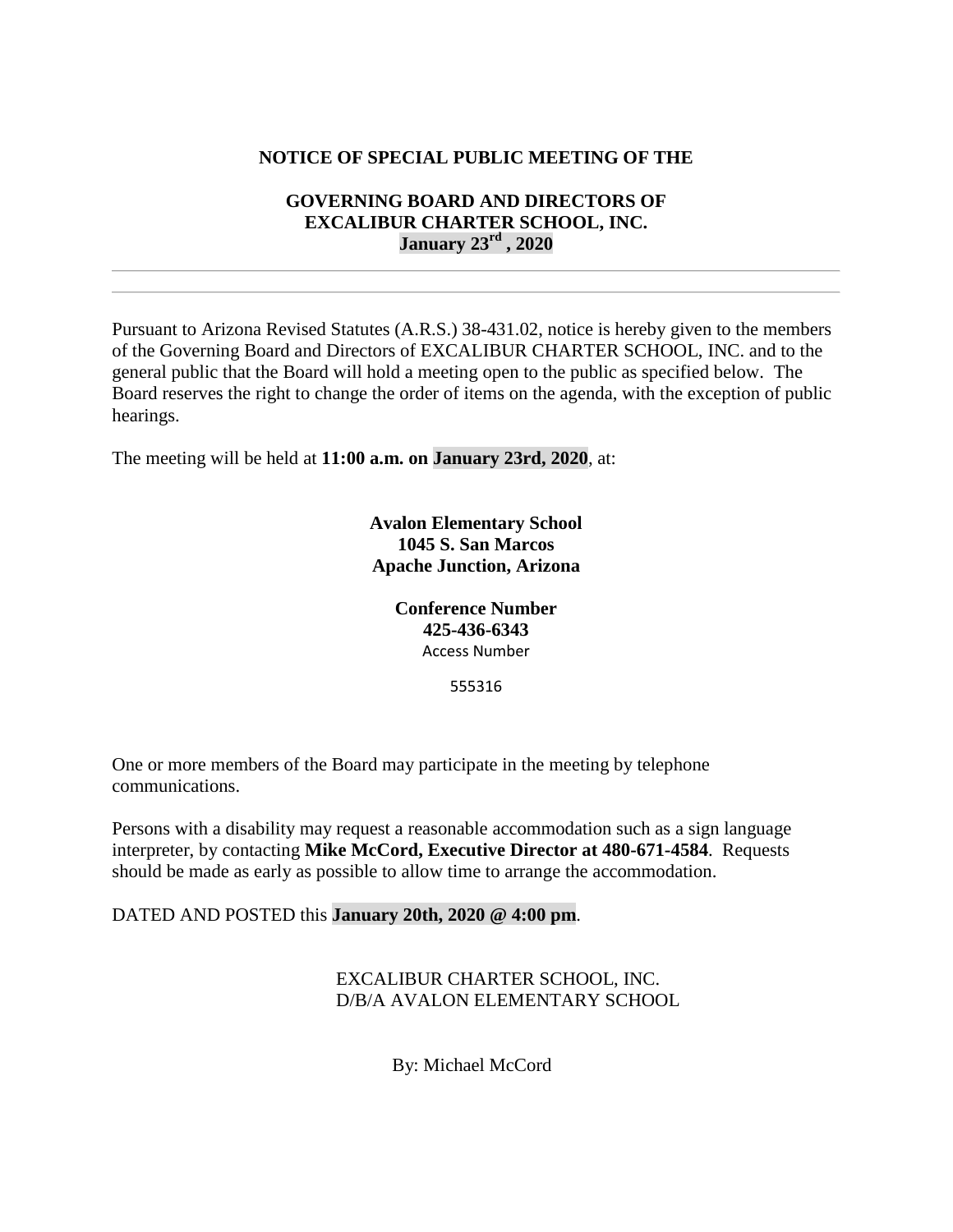**NOTICE OF SPECIAL PUBLIC MEETING OF THE**

**GOVERNING BOARD AND DIRECTORS OF**
**EXCALIBUR CHARTER SCHOOL, INC.**
**January 23rd , 2020**

---

Pursuant to Arizona Revised Statutes (A.R.S.) 38-431.02, notice is hereby given to the members of the Governing Board and Directors of EXCALIBUR CHARTER SCHOOL, INC. and to the general public that the Board will hold a meeting open to the public as specified below. The Board reserves the right to change the order of items on the agenda, with the exception of public hearings.

The meeting will be held at **11:00 a.m. on January 23rd, 2020**, at:

**Avalon Elementary School**
**1045 S. San Marcos**
**Apache Junction, Arizona**

**Conference Number**
**425-436-6343**
Access Number

555316

One or more members of the Board may participate in the meeting by telephone communications.

Persons with a disability may request a reasonable accommodation such as a sign language interpreter, by contacting **Mike McCord, Executive Director at 480-671-4584**. Requests should be made as early as possible to allow time to arrange the accommodation.

DATED AND POSTED this **January 20th, 2020 @ 4:00 pm**.

EXCALIBUR CHARTER SCHOOL, INC.
D/B/A AVALON ELEMENTARY SCHOOL

By: Michael McCord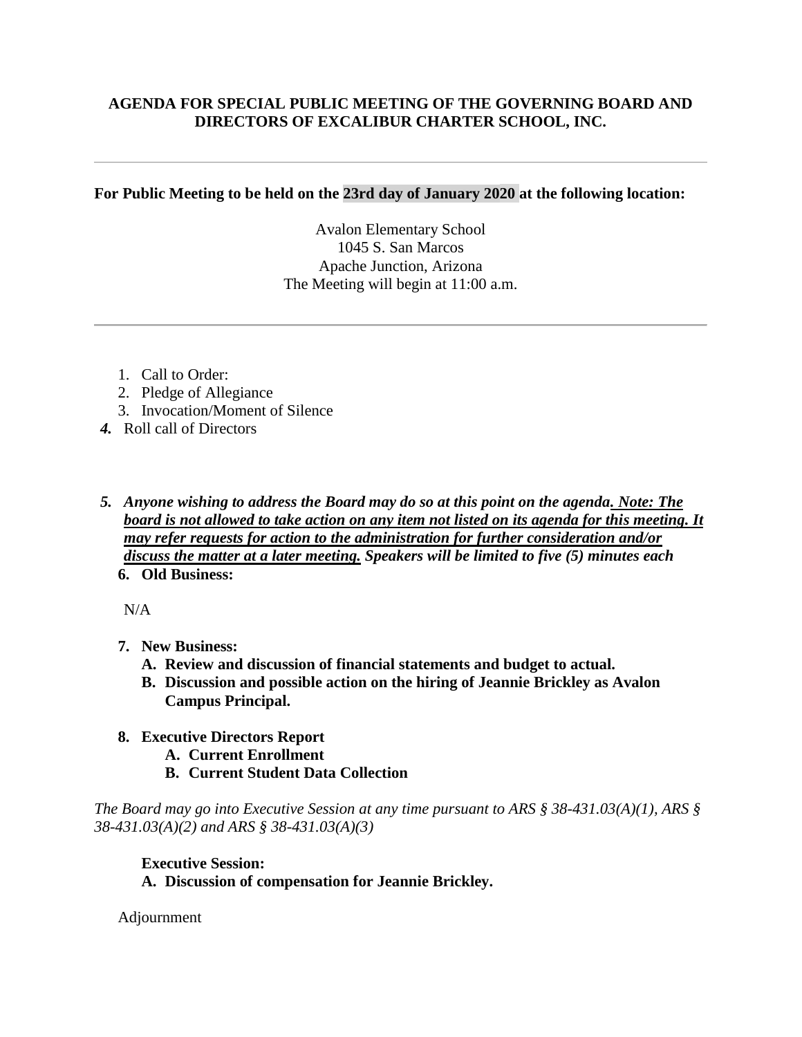**AGENDA FOR SPECIAL PUBLIC MEETING OF THE GOVERNING BOARD AND DIRECTORS OF EXCALIBUR CHARTER SCHOOL, INC.**

---

**For Public Meeting to be held on the 23rd day of January 2020 at the following location:**

Avalon Elementary School
1045 S. San Marcos
Apache Junction, Arizona
The Meeting will begin at 11:00 a.m.

---

1. Call to Order:
2. Pledge of Allegiance
3. Invocation/Moment of Silence
4. Roll call of Directors

5. ***Anyone wishing to address the Board may do so at this point on the agenda. <u>Note: The board is not allowed to take action on any item not listed on its agenda for this meeting. It may refer requests for action to the administration for further consideration and/or discuss the matter at a later meeting.</u> Speakers will be limited to five (5) minutes each***
6. **Old Business:**

   N/A

7. **New Business:**
   - **A. Review and discussion of financial statements and budget to actual.**
   - **B. Discussion and possible action on the hiring of Jeannie Brickley as Avalon Campus Principal.**

8. **Executive Directors Report**
   - **A. Current Enrollment**
   - **B. Current Student Data Collection**

*The Board may go into Executive Session at any time pursuant to ARS § 38-431.03(A)(1), ARS § 38-431.03(A)(2) and ARS § 38-431.03(A)(3)*

**Executive Session:**
**A. Discussion of compensation for Jeannie Brickley.**

Adjournment